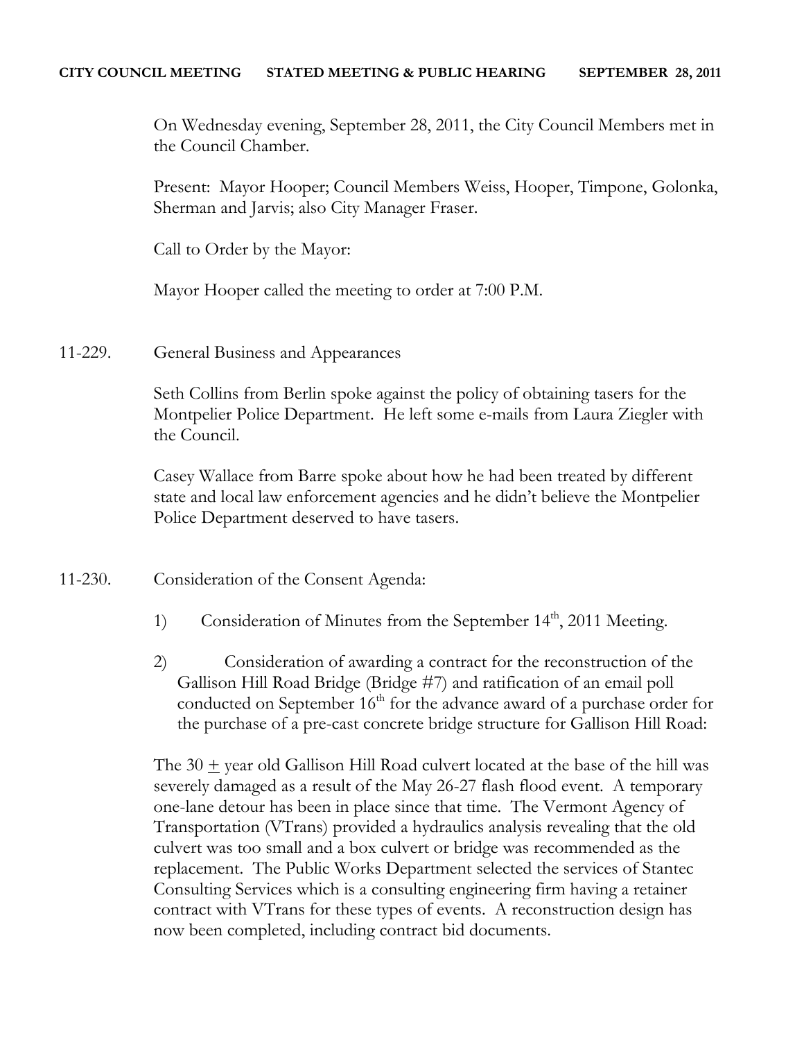**CITY COUNCIL MEETING STATED MEETING & PUBLIC HEARING SEPTEMBER 28, 2011**

On Wednesday evening, September 28, 2011, the City Council Members met in the Council Chamber.

Present: Mayor Hooper; Council Members Weiss, Hooper, Timpone, Golonka, Sherman and Jarvis; also City Manager Fraser.

Call to Order by the Mayor:

Mayor Hooper called the meeting to order at 7:00 P.M.

11-229. General Business and Appearances

Seth Collins from Berlin spoke against the policy of obtaining tasers for the Montpelier Police Department. He left some e-mails from Laura Ziegler with the Council.

Casey Wallace from Barre spoke about how he had been treated by different state and local law enforcement agencies and he didn't believe the Montpelier Police Department deserved to have tasers.

11-230. Consideration of the Consent Agenda:

1) Consideration of Minutes from the September 14th, 2011 Meeting.

2) Consideration of awarding a contract for the reconstruction of the Gallison Hill Road Bridge (Bridge #7) and ratification of an email poll conducted on September 16th for the advance award of a purchase order for the purchase of a pre-cast concrete bridge structure for Gallison Hill Road:

The 30 ± year old Gallison Hill Road culvert located at the base of the hill was severely damaged as a result of the May 26-27 flash flood event. A temporary one-lane detour has been in place since that time. The Vermont Agency of Transportation (VTrans) provided a hydraulics analysis revealing that the old culvert was too small and a box culvert or bridge was recommended as the replacement. The Public Works Department selected the services of Stantec Consulting Services which is a consulting engineering firm having a retainer contract with VTrans for these types of events. A reconstruction design has now been completed, including contract bid documents.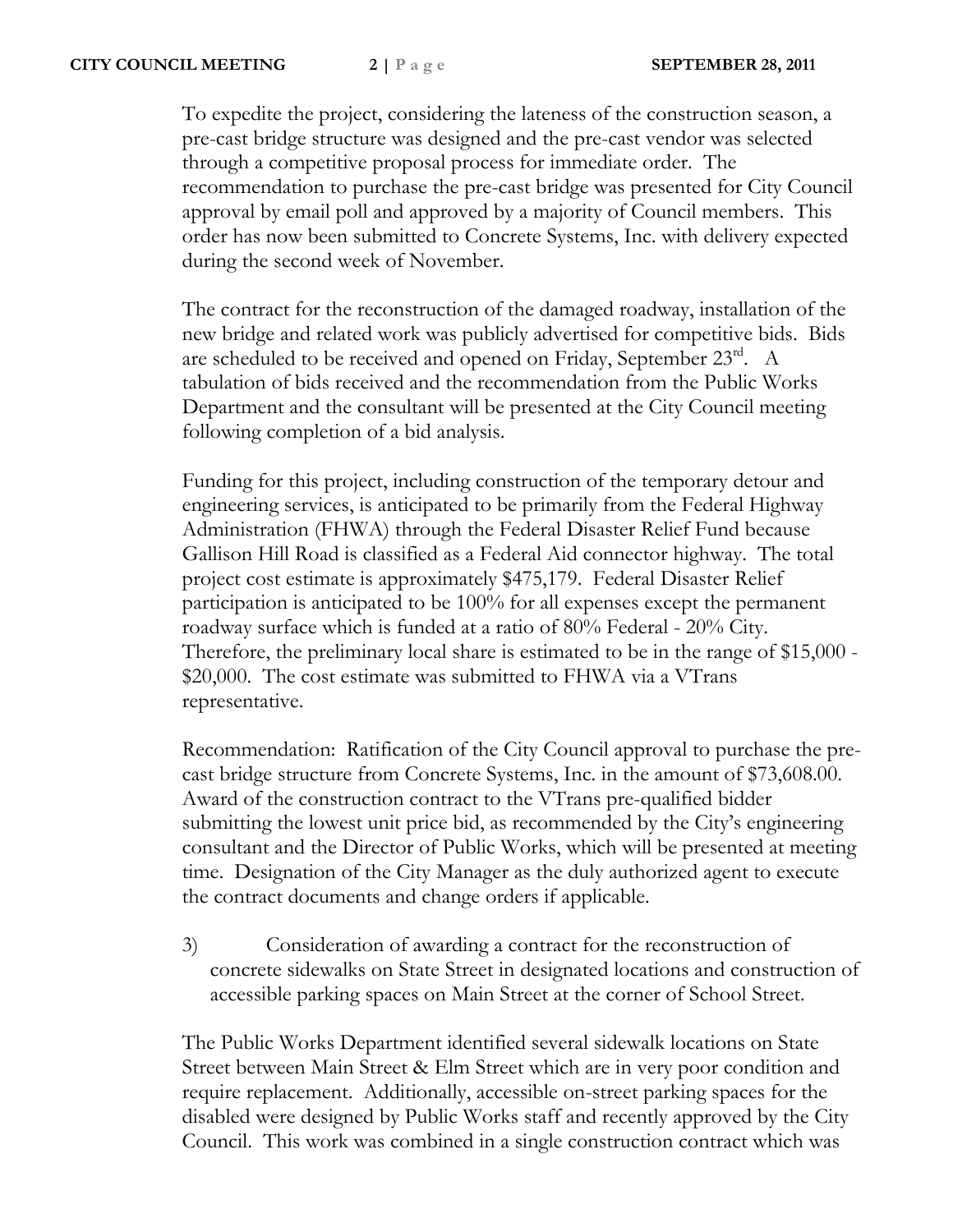To expedite the project, considering the lateness of the construction season, a pre-cast bridge structure was designed and the pre-cast vendor was selected through a competitive proposal process for immediate order. The recommendation to purchase the pre-cast bridge was presented for City Council approval by email poll and approved by a majority of Council members. This order has now been submitted to Concrete Systems, Inc. with delivery expected during the second week of November.

The contract for the reconstruction of the damaged roadway, installation of the new bridge and related work was publicly advertised for competitive bids. Bids are scheduled to be received and opened on Friday, September 23rd. A tabulation of bids received and the recommendation from the Public Works Department and the consultant will be presented at the City Council meeting following completion of a bid analysis.

Funding for this project, including construction of the temporary detour and engineering services, is anticipated to be primarily from the Federal Highway Administration (FHWA) through the Federal Disaster Relief Fund because Gallison Hill Road is classified as a Federal Aid connector highway. The total project cost estimate is approximately $475,179. Federal Disaster Relief participation is anticipated to be 100% for all expenses except the permanent roadway surface which is funded at a ratio of 80% Federal - 20% City. Therefore, the preliminary local share is estimated to be in the range of $15,000 - $20,000. The cost estimate was submitted to FHWA via a VTrans representative.

Recommendation: Ratification of the City Council approval to purchase the pre-cast bridge structure from Concrete Systems, Inc. in the amount of $73,608.00. Award of the construction contract to the VTrans pre-qualified bidder submitting the lowest unit price bid, as recommended by the City's engineering consultant and the Director of Public Works, which will be presented at meeting time. Designation of the City Manager as the duly authorized agent to execute the contract documents and change orders if applicable.

3) Consideration of awarding a contract for the reconstruction of concrete sidewalks on State Street in designated locations and construction of accessible parking spaces on Main Street at the corner of School Street.

The Public Works Department identified several sidewalk locations on State Street between Main Street & Elm Street which are in very poor condition and require replacement. Additionally, accessible on-street parking spaces for the disabled were designed by Public Works staff and recently approved by the City Council. This work was combined in a single construction contract which was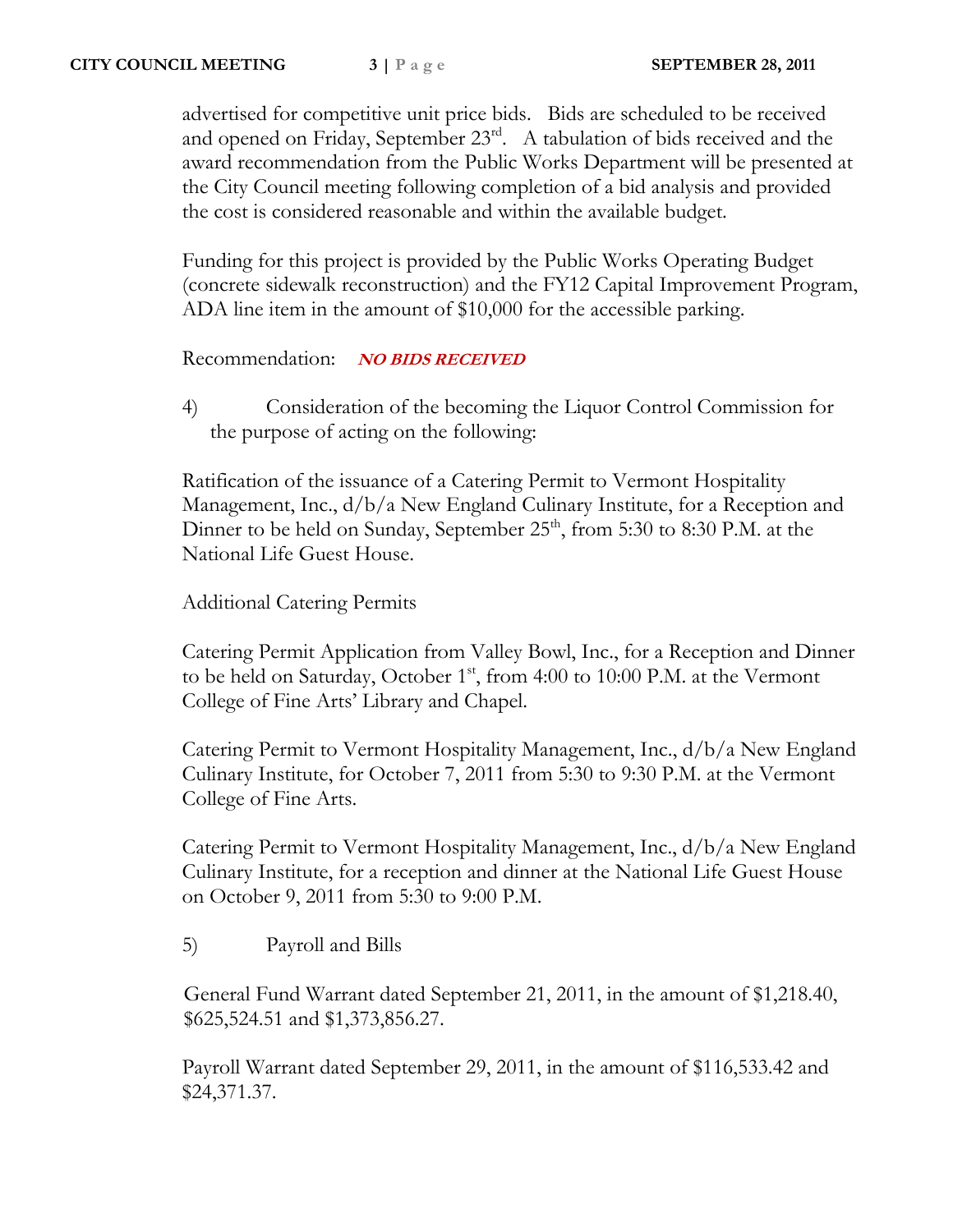advertised for competitive unit price bids. Bids are scheduled to be received and opened on Friday, September 23rd. A tabulation of bids received and the award recommendation from the Public Works Department will be presented at the City Council meeting following completion of a bid analysis and provided the cost is considered reasonable and within the available budget.

Funding for this project is provided by the Public Works Operating Budget (concrete sidewalk reconstruction) and the FY12 Capital Improvement Program, ADA line item in the amount of $10,000 for the accessible parking.

Recommendation: ***NO BIDS RECEIVED***

4) Consideration of the becoming the Liquor Control Commission for the purpose of acting on the following:

Ratification of the issuance of a Catering Permit to Vermont Hospitality Management, Inc., d/b/a New England Culinary Institute, for a Reception and Dinner to be held on Sunday, September 25th, from 5:30 to 8:30 P.M. at the National Life Guest House.

Additional Catering Permits

Catering Permit Application from Valley Bowl, Inc., for a Reception and Dinner to be held on Saturday, October 1st, from 4:00 to 10:00 P.M. at the Vermont College of Fine Arts' Library and Chapel.

Catering Permit to Vermont Hospitality Management, Inc., d/b/a New England Culinary Institute, for October 7, 2011 from 5:30 to 9:30 P.M. at the Vermont College of Fine Arts.

Catering Permit to Vermont Hospitality Management, Inc., d/b/a New England Culinary Institute, for a reception and dinner at the National Life Guest House on October 9, 2011 from 5:30 to 9:00 P.M.

5) Payroll and Bills

General Fund Warrant dated September 21, 2011, in the amount of $1,218.40, $625,524.51 and $1,373,856.27.

Payroll Warrant dated September 29, 2011, in the amount of $116,533.42 and $24,371.37.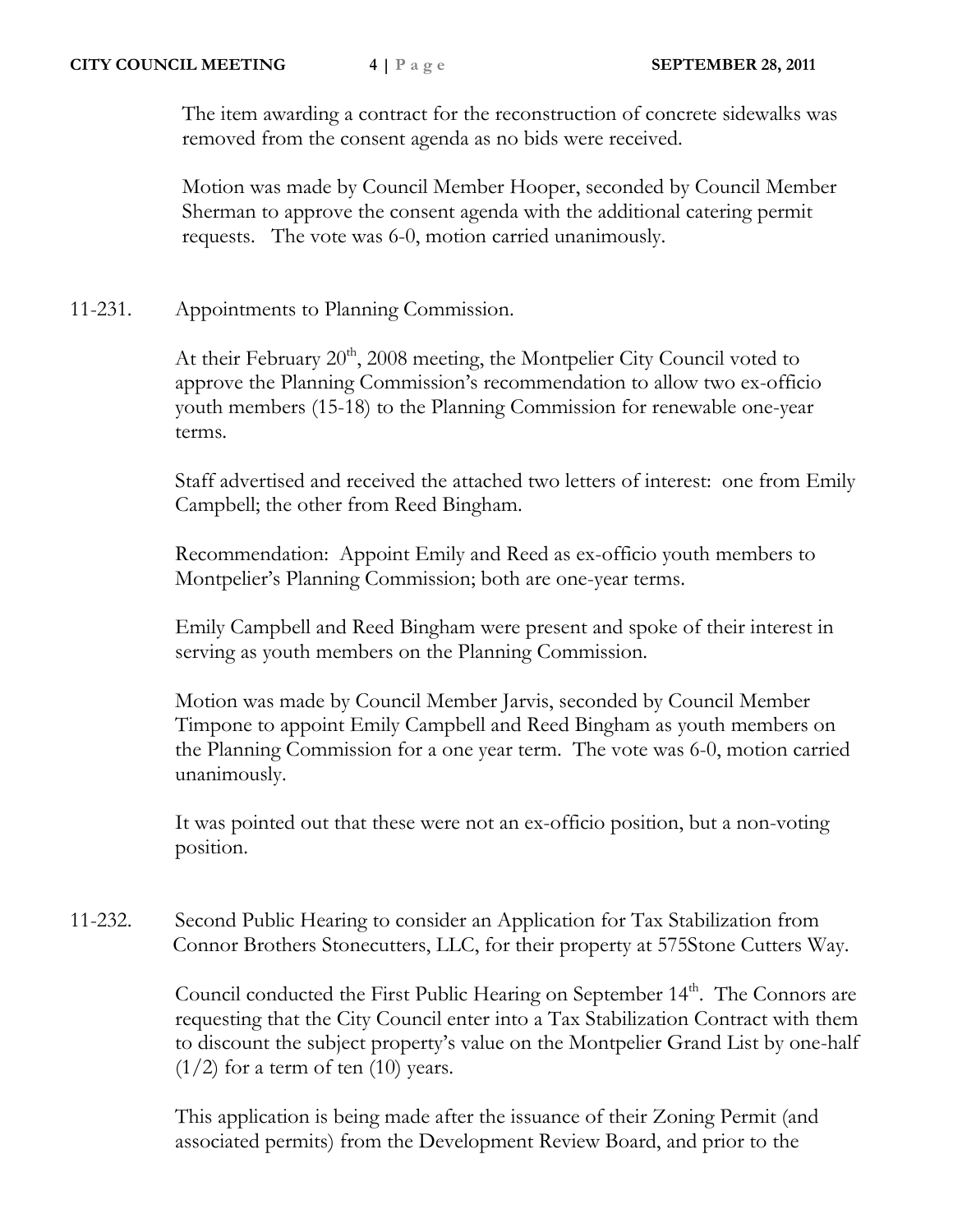The item awarding a contract for the reconstruction of concrete sidewalks was removed from the consent agenda as no bids were received.

Motion was made by Council Member Hooper, seconded by Council Member Sherman to approve the consent agenda with the additional catering permit requests. The vote was 6-0, motion carried unanimously.

11-231. Appointments to Planning Commission.

At their February 20th, 2008 meeting, the Montpelier City Council voted to approve the Planning Commission's recommendation to allow two ex-officio youth members (15-18) to the Planning Commission for renewable one-year terms.

Staff advertised and received the attached two letters of interest: one from Emily Campbell; the other from Reed Bingham.

Recommendation: Appoint Emily and Reed as ex-officio youth members to Montpelier's Planning Commission; both are one-year terms.

Emily Campbell and Reed Bingham were present and spoke of their interest in serving as youth members on the Planning Commission.

Motion was made by Council Member Jarvis, seconded by Council Member Timpone to appoint Emily Campbell and Reed Bingham as youth members on the Planning Commission for a one year term. The vote was 6-0, motion carried unanimously.

It was pointed out that these were not an ex-officio position, but a non-voting position.

11-232. Second Public Hearing to consider an Application for Tax Stabilization from Connor Brothers Stonecutters, LLC, for their property at 575Stone Cutters Way.

Council conducted the First Public Hearing on September 14th. The Connors are requesting that the City Council enter into a Tax Stabilization Contract with them to discount the subject property's value on the Montpelier Grand List by one-half (1/2) for a term of ten (10) years.

This application is being made after the issuance of their Zoning Permit (and associated permits) from the Development Review Board, and prior to the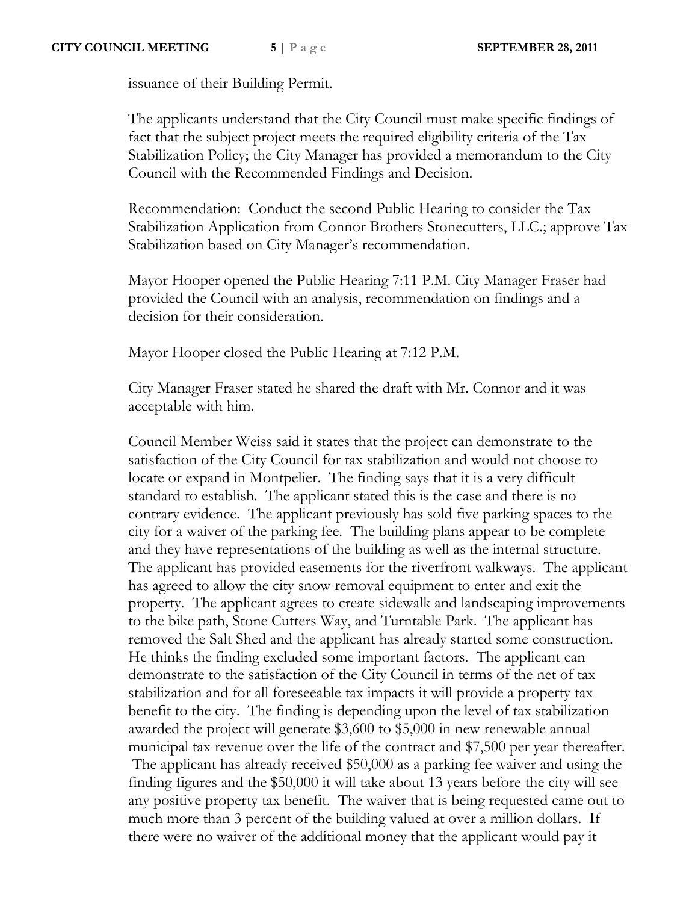issuance of their Building Permit.

The applicants understand that the City Council must make specific findings of fact that the subject project meets the required eligibility criteria of the Tax Stabilization Policy; the City Manager has provided a memorandum to the City Council with the Recommended Findings and Decision.

Recommendation: Conduct the second Public Hearing to consider the Tax Stabilization Application from Connor Brothers Stonecutters, LLC.; approve Tax Stabilization based on City Manager's recommendation.

Mayor Hooper opened the Public Hearing 7:11 P.M. City Manager Fraser had provided the Council with an analysis, recommendation on findings and a decision for their consideration.

Mayor Hooper closed the Public Hearing at 7:12 P.M.

City Manager Fraser stated he shared the draft with Mr. Connor and it was acceptable with him.

Council Member Weiss said it states that the project can demonstrate to the satisfaction of the City Council for tax stabilization and would not choose to locate or expand in Montpelier. The finding says that it is a very difficult standard to establish. The applicant stated this is the case and there is no contrary evidence. The applicant previously has sold five parking spaces to the city for a waiver of the parking fee. The building plans appear to be complete and they have representations of the building as well as the internal structure. The applicant has provided easements for the riverfront walkways. The applicant has agreed to allow the city snow removal equipment to enter and exit the property. The applicant agrees to create sidewalk and landscaping improvements to the bike path, Stone Cutters Way, and Turntable Park. The applicant has removed the Salt Shed and the applicant has already started some construction. He thinks the finding excluded some important factors. The applicant can demonstrate to the satisfaction of the City Council in terms of the net of tax stabilization and for all foreseeable tax impacts it will provide a property tax benefit to the city. The finding is depending upon the level of tax stabilization awarded the project will generate $3,600 to $5,000 in new renewable annual municipal tax revenue over the life of the contract and $7,500 per year thereafter. The applicant has already received $50,000 as a parking fee waiver and using the finding figures and the $50,000 it will take about 13 years before the city will see any positive property tax benefit. The waiver that is being requested came out to much more than 3 percent of the building valued at over a million dollars. If there were no waiver of the additional money that the applicant would pay it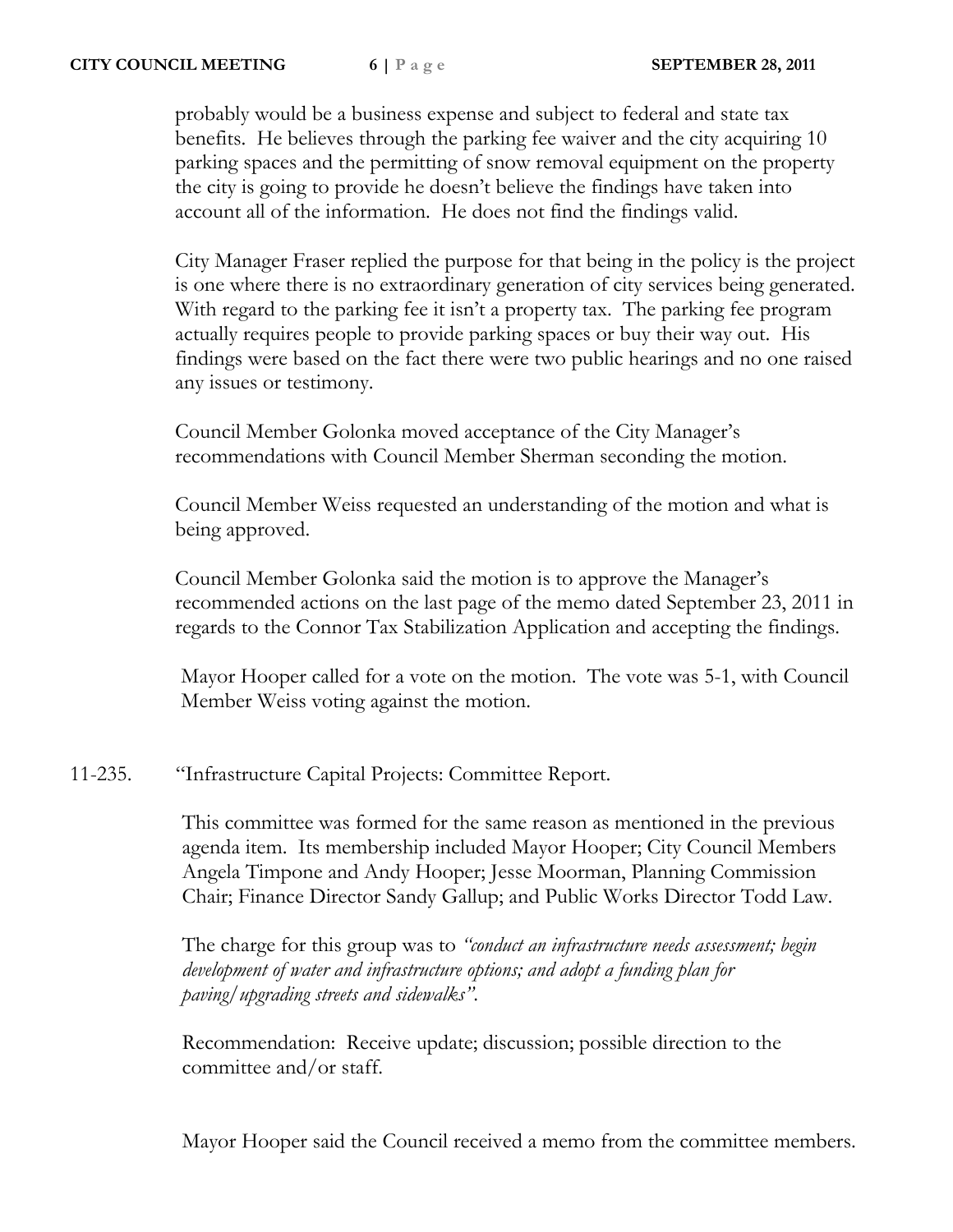probably would be a business expense and subject to federal and state tax benefits. He believes through the parking fee waiver and the city acquiring 10 parking spaces and the permitting of snow removal equipment on the property the city is going to provide he doesn't believe the findings have taken into account all of the information. He does not find the findings valid.

City Manager Fraser replied the purpose for that being in the policy is the project is one where there is no extraordinary generation of city services being generated. With regard to the parking fee it isn't a property tax. The parking fee program actually requires people to provide parking spaces or buy their way out. His findings were based on the fact there were two public hearings and no one raised any issues or testimony.

Council Member Golonka moved acceptance of the City Manager's recommendations with Council Member Sherman seconding the motion.

Council Member Weiss requested an understanding of the motion and what is being approved.

Council Member Golonka said the motion is to approve the Manager's recommended actions on the last page of the memo dated September 23, 2011 in regards to the Connor Tax Stabilization Application and accepting the findings.

Mayor Hooper called for a vote on the motion. The vote was 5-1, with Council Member Weiss voting against the motion.

11-235. "Infrastructure Capital Projects: Committee Report.

This committee was formed for the same reason as mentioned in the previous agenda item. Its membership included Mayor Hooper; City Council Members Angela Timpone and Andy Hooper; Jesse Moorman, Planning Commission Chair; Finance Director Sandy Gallup; and Public Works Director Todd Law.

The charge for this group was to *"conduct an infrastructure needs assessment; begin development of water and infrastructure options; and adopt a funding plan for paving/upgrading streets and sidewalks"*.

Recommendation: Receive update; discussion; possible direction to the committee and/or staff.

Mayor Hooper said the Council received a memo from the committee members.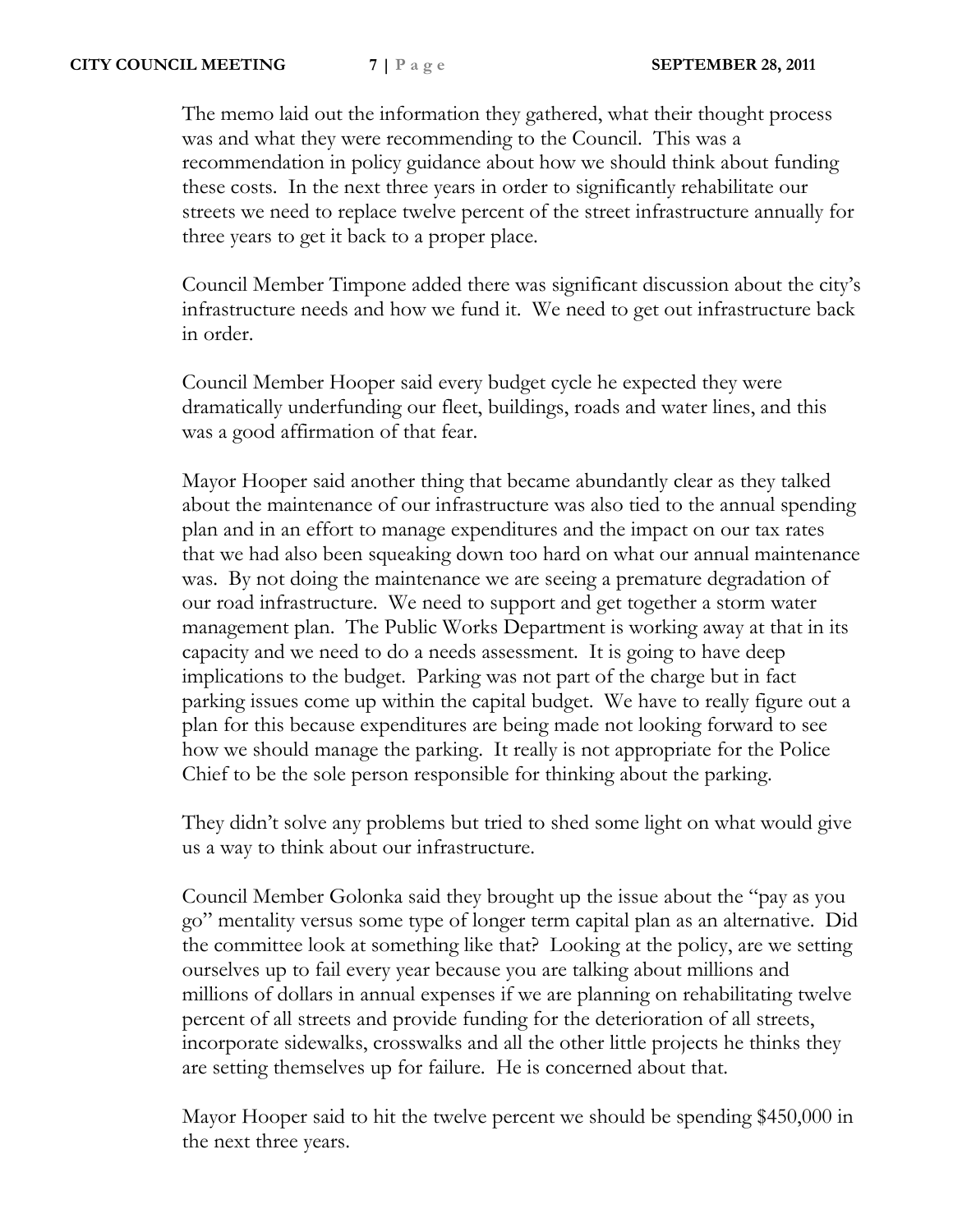The memo laid out the information they gathered, what their thought process was and what they were recommending to the Council. This was a recommendation in policy guidance about how we should think about funding these costs. In the next three years in order to significantly rehabilitate our streets we need to replace twelve percent of the street infrastructure annually for three years to get it back to a proper place.

Council Member Timpone added there was significant discussion about the city's infrastructure needs and how we fund it. We need to get out infrastructure back in order.

Council Member Hooper said every budget cycle he expected they were dramatically underfunding our fleet, buildings, roads and water lines, and this was a good affirmation of that fear.

Mayor Hooper said another thing that became abundantly clear as they talked about the maintenance of our infrastructure was also tied to the annual spending plan and in an effort to manage expenditures and the impact on our tax rates that we had also been squeaking down too hard on what our annual maintenance was. By not doing the maintenance we are seeing a premature degradation of our road infrastructure. We need to support and get together a storm water management plan. The Public Works Department is working away at that in its capacity and we need to do a needs assessment. It is going to have deep implications to the budget. Parking was not part of the charge but in fact parking issues come up within the capital budget. We have to really figure out a plan for this because expenditures are being made not looking forward to see how we should manage the parking. It really is not appropriate for the Police Chief to be the sole person responsible for thinking about the parking.

They didn't solve any problems but tried to shed some light on what would give us a way to think about our infrastructure.

Council Member Golonka said they brought up the issue about the "pay as you go" mentality versus some type of longer term capital plan as an alternative. Did the committee look at something like that? Looking at the policy, are we setting ourselves up to fail every year because you are talking about millions and millions of dollars in annual expenses if we are planning on rehabilitating twelve percent of all streets and provide funding for the deterioration of all streets, incorporate sidewalks, crosswalks and all the other little projects he thinks they are setting themselves up for failure. He is concerned about that.

Mayor Hooper said to hit the twelve percent we should be spending $450,000 in the next three years.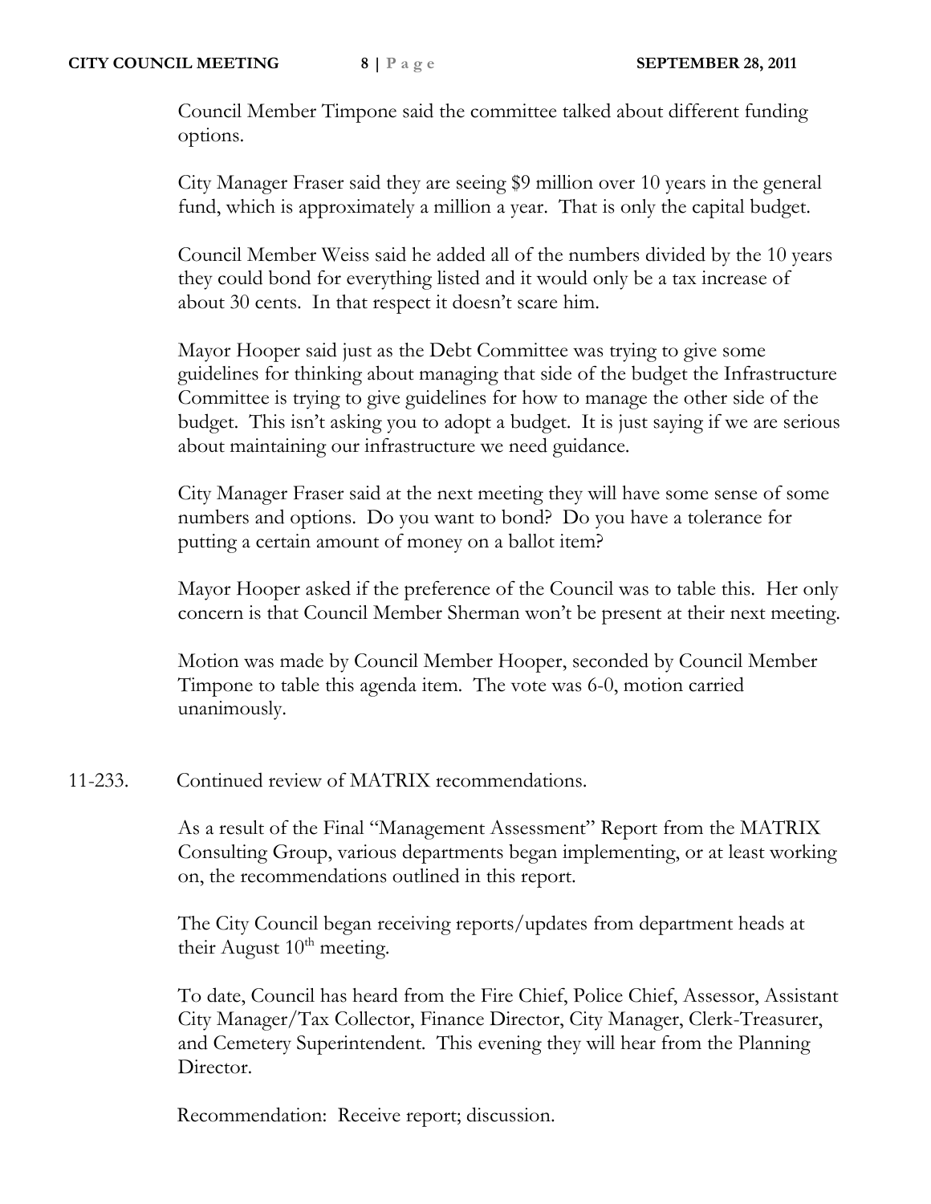Council Member Timpone said the committee talked about different funding options.

City Manager Fraser said they are seeing $9 million over 10 years in the general fund, which is approximately a million a year. That is only the capital budget.

Council Member Weiss said he added all of the numbers divided by the 10 years they could bond for everything listed and it would only be a tax increase of about 30 cents. In that respect it doesn't scare him.

Mayor Hooper said just as the Debt Committee was trying to give some guidelines for thinking about managing that side of the budget the Infrastructure Committee is trying to give guidelines for how to manage the other side of the budget. This isn't asking you to adopt a budget. It is just saying if we are serious about maintaining our infrastructure we need guidance.

City Manager Fraser said at the next meeting they will have some sense of some numbers and options. Do you want to bond? Do you have a tolerance for putting a certain amount of money on a ballot item?

Mayor Hooper asked if the preference of the Council was to table this. Her only concern is that Council Member Sherman won't be present at their next meeting.

Motion was made by Council Member Hooper, seconded by Council Member Timpone to table this agenda item. The vote was 6-0, motion carried unanimously.

11-233. Continued review of MATRIX recommendations.

As a result of the Final "Management Assessment" Report from the MATRIX Consulting Group, various departments began implementing, or at least working on, the recommendations outlined in this report.

The City Council began receiving reports/updates from department heads at their August 10th meeting.

To date, Council has heard from the Fire Chief, Police Chief, Assessor, Assistant City Manager/Tax Collector, Finance Director, City Manager, Clerk-Treasurer, and Cemetery Superintendent. This evening they will hear from the Planning Director.

Recommendation: Receive report; discussion.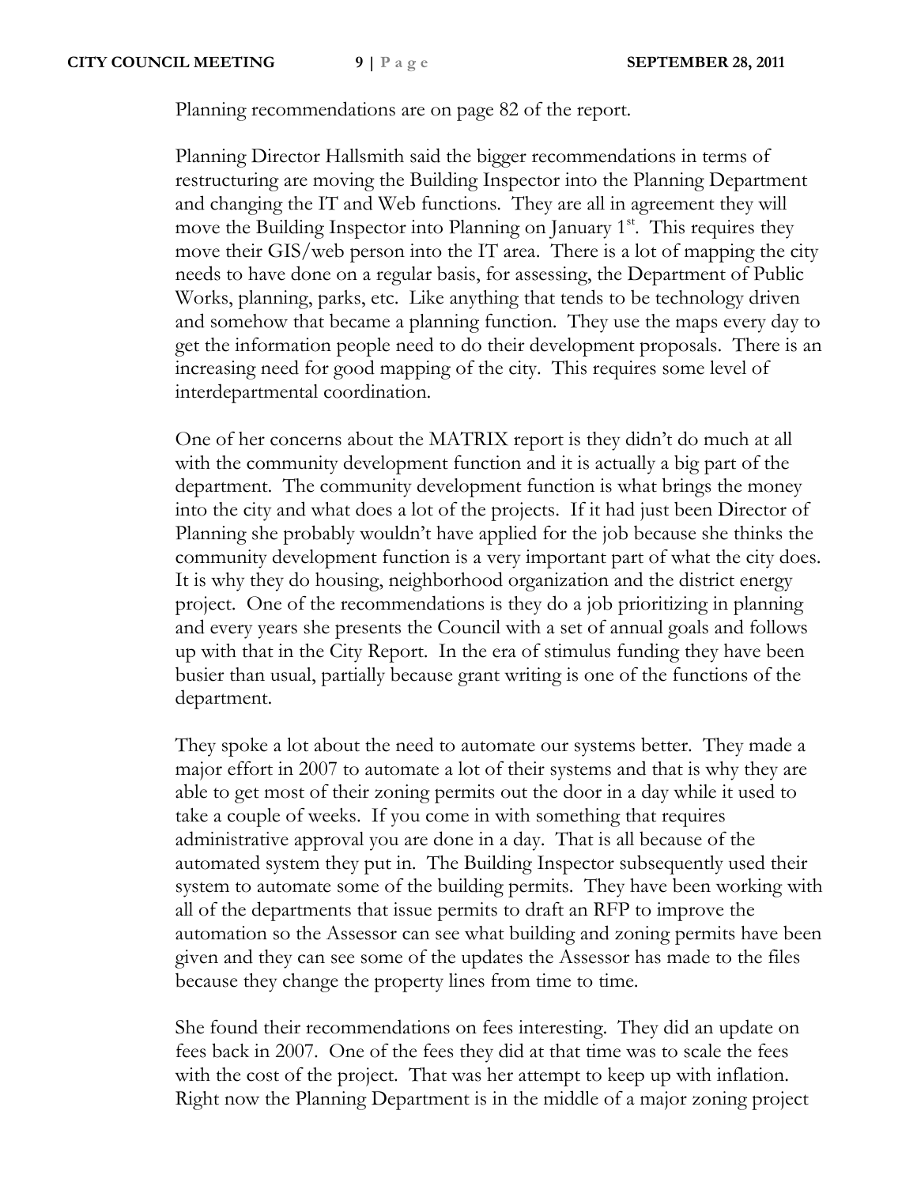Planning recommendations are on page 82 of the report.

Planning Director Hallsmith said the bigger recommendations in terms of restructuring are moving the Building Inspector into the Planning Department and changing the IT and Web functions. They are all in agreement they will move the Building Inspector into Planning on January 1st. This requires they move their GIS/web person into the IT area. There is a lot of mapping the city needs to have done on a regular basis, for assessing, the Department of Public Works, planning, parks, etc. Like anything that tends to be technology driven and somehow that became a planning function. They use the maps every day to get the information people need to do their development proposals. There is an increasing need for good mapping of the city. This requires some level of interdepartmental coordination.

One of her concerns about the MATRIX report is they didn't do much at all with the community development function and it is actually a big part of the department. The community development function is what brings the money into the city and what does a lot of the projects. If it had just been Director of Planning she probably wouldn't have applied for the job because she thinks the community development function is a very important part of what the city does. It is why they do housing, neighborhood organization and the district energy project. One of the recommendations is they do a job prioritizing in planning and every years she presents the Council with a set of annual goals and follows up with that in the City Report. In the era of stimulus funding they have been busier than usual, partially because grant writing is one of the functions of the department.

They spoke a lot about the need to automate our systems better. They made a major effort in 2007 to automate a lot of their systems and that is why they are able to get most of their zoning permits out the door in a day while it used to take a couple of weeks. If you come in with something that requires administrative approval you are done in a day. That is all because of the automated system they put in. The Building Inspector subsequently used their system to automate some of the building permits. They have been working with all of the departments that issue permits to draft an RFP to improve the automation so the Assessor can see what building and zoning permits have been given and they can see some of the updates the Assessor has made to the files because they change the property lines from time to time.

She found their recommendations on fees interesting. They did an update on fees back in 2007. One of the fees they did at that time was to scale the fees with the cost of the project. That was her attempt to keep up with inflation. Right now the Planning Department is in the middle of a major zoning project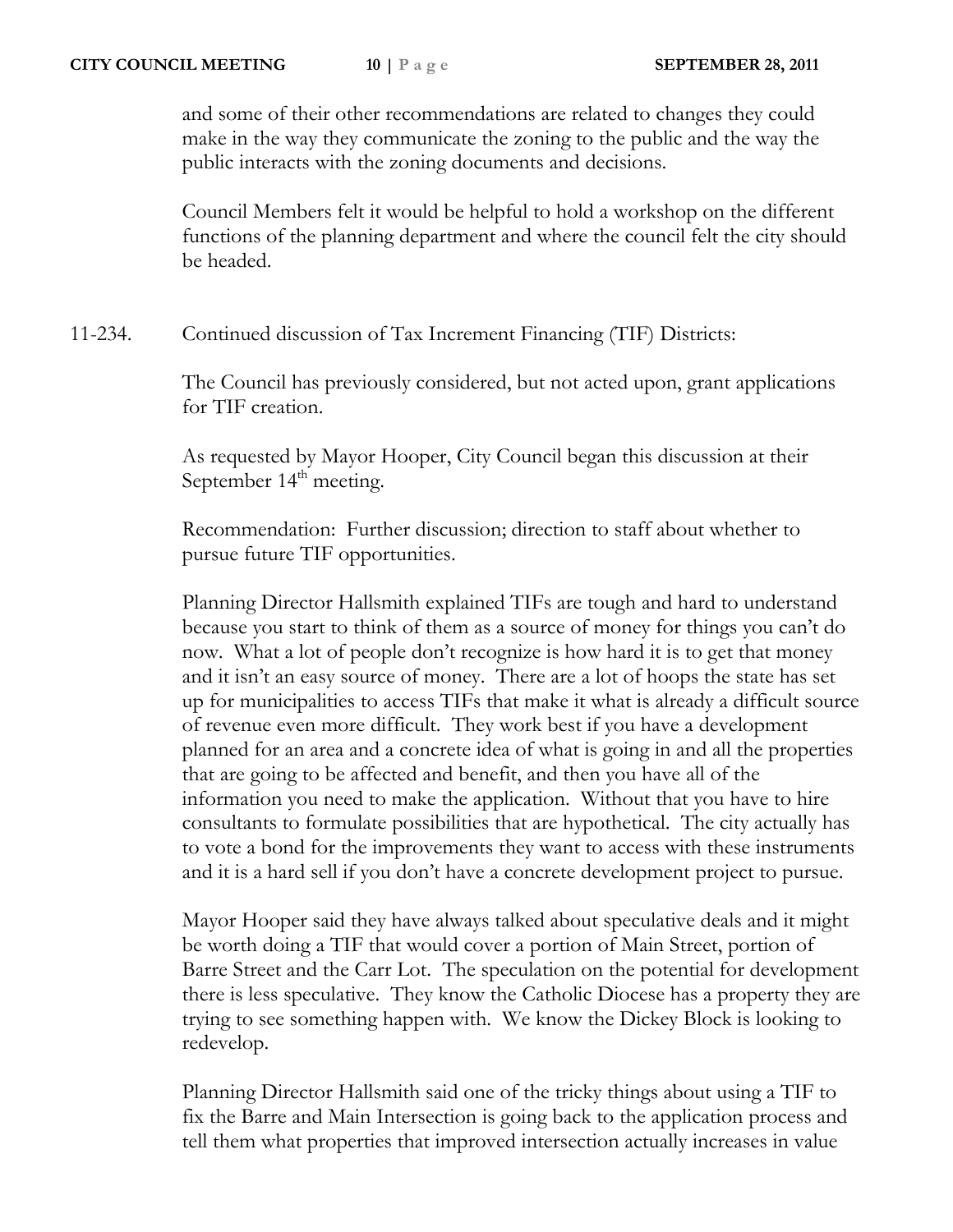and some of their other recommendations are related to changes they could make in the way they communicate the zoning to the public and the way the public interacts with the zoning documents and decisions.

Council Members felt it would be helpful to hold a workshop on the different functions of the planning department and where the council felt the city should be headed.

11-234. Continued discussion of Tax Increment Financing (TIF) Districts:

The Council has previously considered, but not acted upon, grant applications for TIF creation.

As requested by Mayor Hooper, City Council began this discussion at their September 14th meeting.

Recommendation: Further discussion; direction to staff about whether to pursue future TIF opportunities.

Planning Director Hallsmith explained TIFs are tough and hard to understand because you start to think of them as a source of money for things you can't do now. What a lot of people don't recognize is how hard it is to get that money and it isn't an easy source of money. There are a lot of hoops the state has set up for municipalities to access TIFs that make it what is already a difficult source of revenue even more difficult. They work best if you have a development planned for an area and a concrete idea of what is going in and all the properties that are going to be affected and benefit, and then you have all of the information you need to make the application. Without that you have to hire consultants to formulate possibilities that are hypothetical. The city actually has to vote a bond for the improvements they want to access with these instruments and it is a hard sell if you don't have a concrete development project to pursue.

Mayor Hooper said they have always talked about speculative deals and it might be worth doing a TIF that would cover a portion of Main Street, portion of Barre Street and the Carr Lot. The speculation on the potential for development there is less speculative. They know the Catholic Diocese has a property they are trying to see something happen with. We know the Dickey Block is looking to redevelop.

Planning Director Hallsmith said one of the tricky things about using a TIF to fix the Barre and Main Intersection is going back to the application process and tell them what properties that improved intersection actually increases in value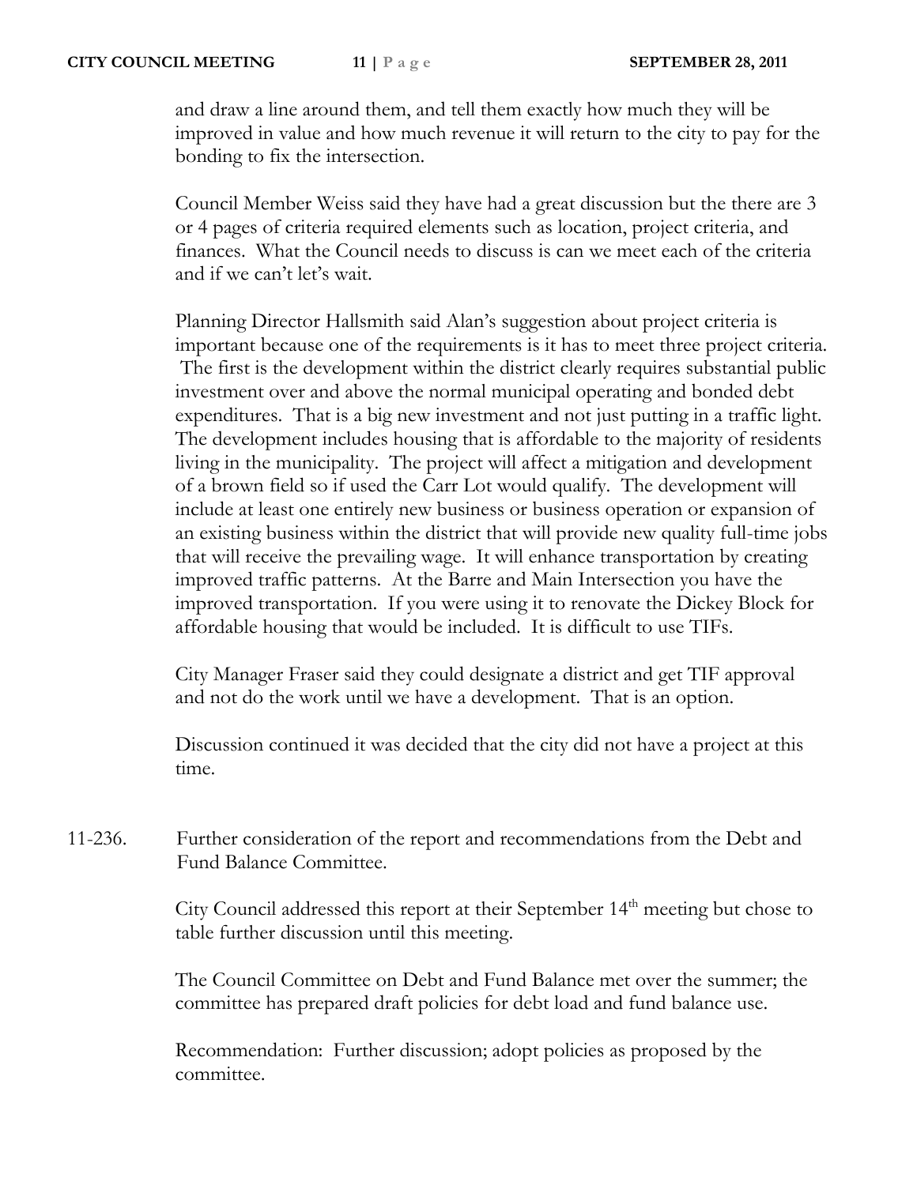and draw a line around them, and tell them exactly how much they will be improved in value and how much revenue it will return to the city to pay for the bonding to fix the intersection.

Council Member Weiss said they have had a great discussion but the there are 3 or 4 pages of criteria required elements such as location, project criteria, and finances. What the Council needs to discuss is can we meet each of the criteria and if we can't let's wait.

Planning Director Hallsmith said Alan's suggestion about project criteria is important because one of the requirements is it has to meet three project criteria. The first is the development within the district clearly requires substantial public investment over and above the normal municipal operating and bonded debt expenditures. That is a big new investment and not just putting in a traffic light. The development includes housing that is affordable to the majority of residents living in the municipality. The project will affect a mitigation and development of a brown field so if used the Carr Lot would qualify. The development will include at least one entirely new business or business operation or expansion of an existing business within the district that will provide new quality full-time jobs that will receive the prevailing wage. It will enhance transportation by creating improved traffic patterns. At the Barre and Main Intersection you have the improved transportation. If you were using it to renovate the Dickey Block for affordable housing that would be included. It is difficult to use TIFs.

City Manager Fraser said they could designate a district and get TIF approval and not do the work until we have a development. That is an option.

Discussion continued it was decided that the city did not have a project at this time.

11-236. Further consideration of the report and recommendations from the Debt and Fund Balance Committee.

City Council addressed this report at their September 14th meeting but chose to table further discussion until this meeting.

The Council Committee on Debt and Fund Balance met over the summer; the committee has prepared draft policies for debt load and fund balance use.

Recommendation: Further discussion; adopt policies as proposed by the committee.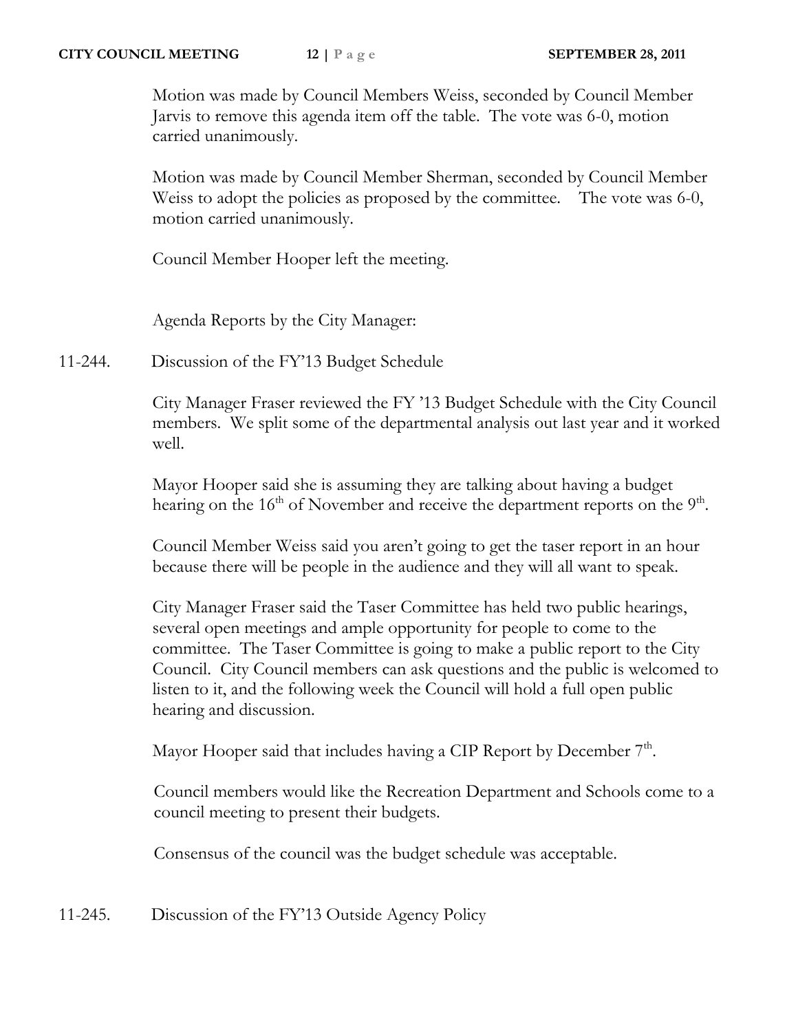Motion was made by Council Members Weiss, seconded by Council Member Jarvis to remove this agenda item off the table. The vote was 6-0, motion carried unanimously.

Motion was made by Council Member Sherman, seconded by Council Member Weiss to adopt the policies as proposed by the committee. The vote was 6-0, motion carried unanimously.

Council Member Hooper left the meeting.

Agenda Reports by the City Manager:

11-244. Discussion of the FY'13 Budget Schedule

City Manager Fraser reviewed the FY '13 Budget Schedule with the City Council members. We split some of the departmental analysis out last year and it worked well.

Mayor Hooper said she is assuming they are talking about having a budget hearing on the 16th of November and receive the department reports on the 9th.

Council Member Weiss said you aren't going to get the taser report in an hour because there will be people in the audience and they will all want to speak.

City Manager Fraser said the Taser Committee has held two public hearings, several open meetings and ample opportunity for people to come to the committee. The Taser Committee is going to make a public report to the City Council. City Council members can ask questions and the public is welcomed to listen to it, and the following week the Council will hold a full open public hearing and discussion.

Mayor Hooper said that includes having a CIP Report by December 7th.

Council members would like the Recreation Department and Schools come to a council meeting to present their budgets.

Consensus of the council was the budget schedule was acceptable.

11-245. Discussion of the FY'13 Outside Agency Policy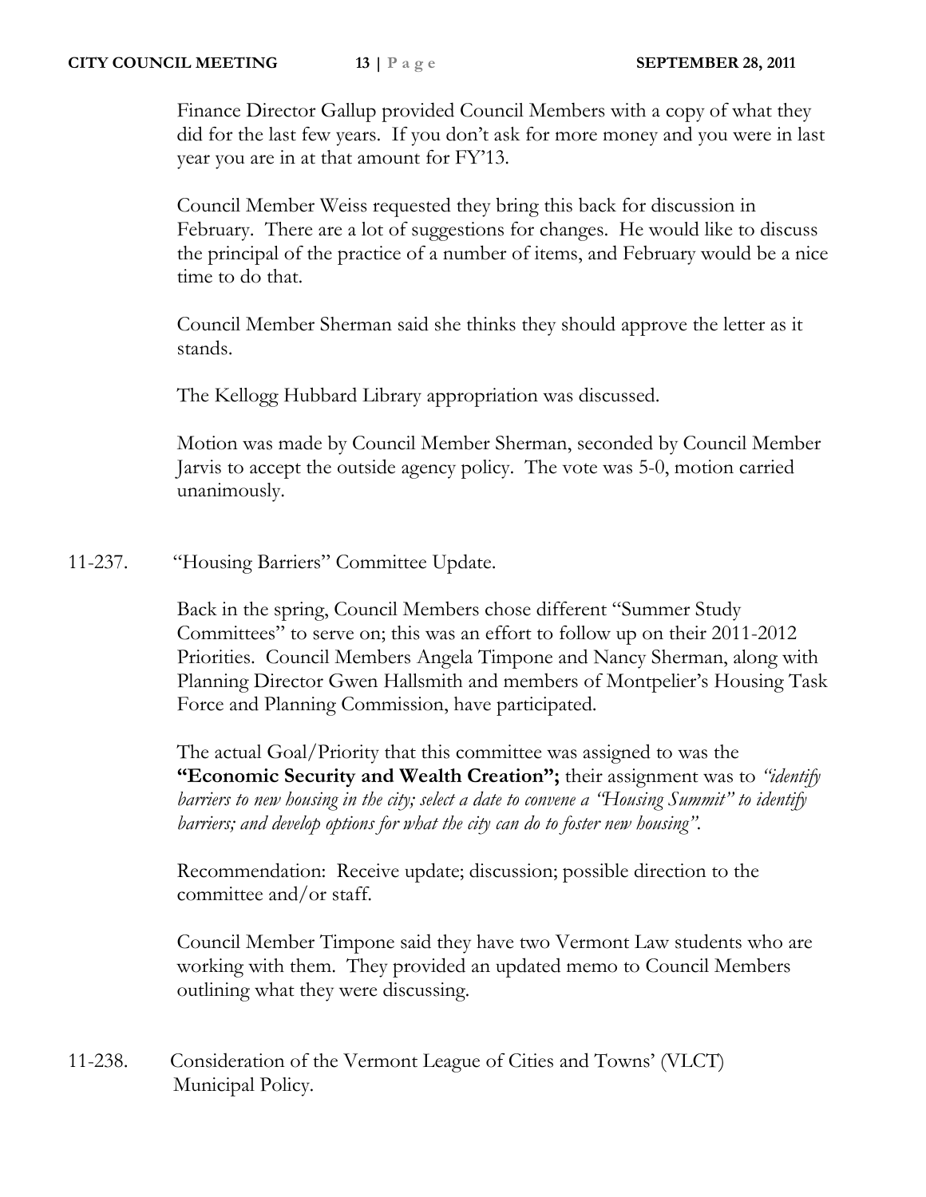Finance Director Gallup provided Council Members with a copy of what they did for the last few years. If you don't ask for more money and you were in last year you are in at that amount for FY'13.

Council Member Weiss requested they bring this back for discussion in February. There are a lot of suggestions for changes. He would like to discuss the principal of the practice of a number of items, and February would be a nice time to do that.

Council Member Sherman said she thinks they should approve the letter as it stands.

The Kellogg Hubbard Library appropriation was discussed.

Motion was made by Council Member Sherman, seconded by Council Member Jarvis to accept the outside agency policy. The vote was 5-0, motion carried unanimously.

11-237. "Housing Barriers" Committee Update.

Back in the spring, Council Members chose different "Summer Study Committees" to serve on; this was an effort to follow up on their 2011-2012 Priorities. Council Members Angela Timpone and Nancy Sherman, along with Planning Director Gwen Hallsmith and members of Montpelier's Housing Task Force and Planning Commission, have participated.

The actual Goal/Priority that this committee was assigned to was the **"Economic Security and Wealth Creation";** their assignment was to *"identify barriers to new housing in the city; select a date to convene a "Housing Summit" to identify barriers; and develop options for what the city can do to foster new housing".*

Recommendation: Receive update; discussion; possible direction to the committee and/or staff.

Council Member Timpone said they have two Vermont Law students who are working with them. They provided an updated memo to Council Members outlining what they were discussing.

11-238. Consideration of the Vermont League of Cities and Towns' (VLCT) Municipal Policy.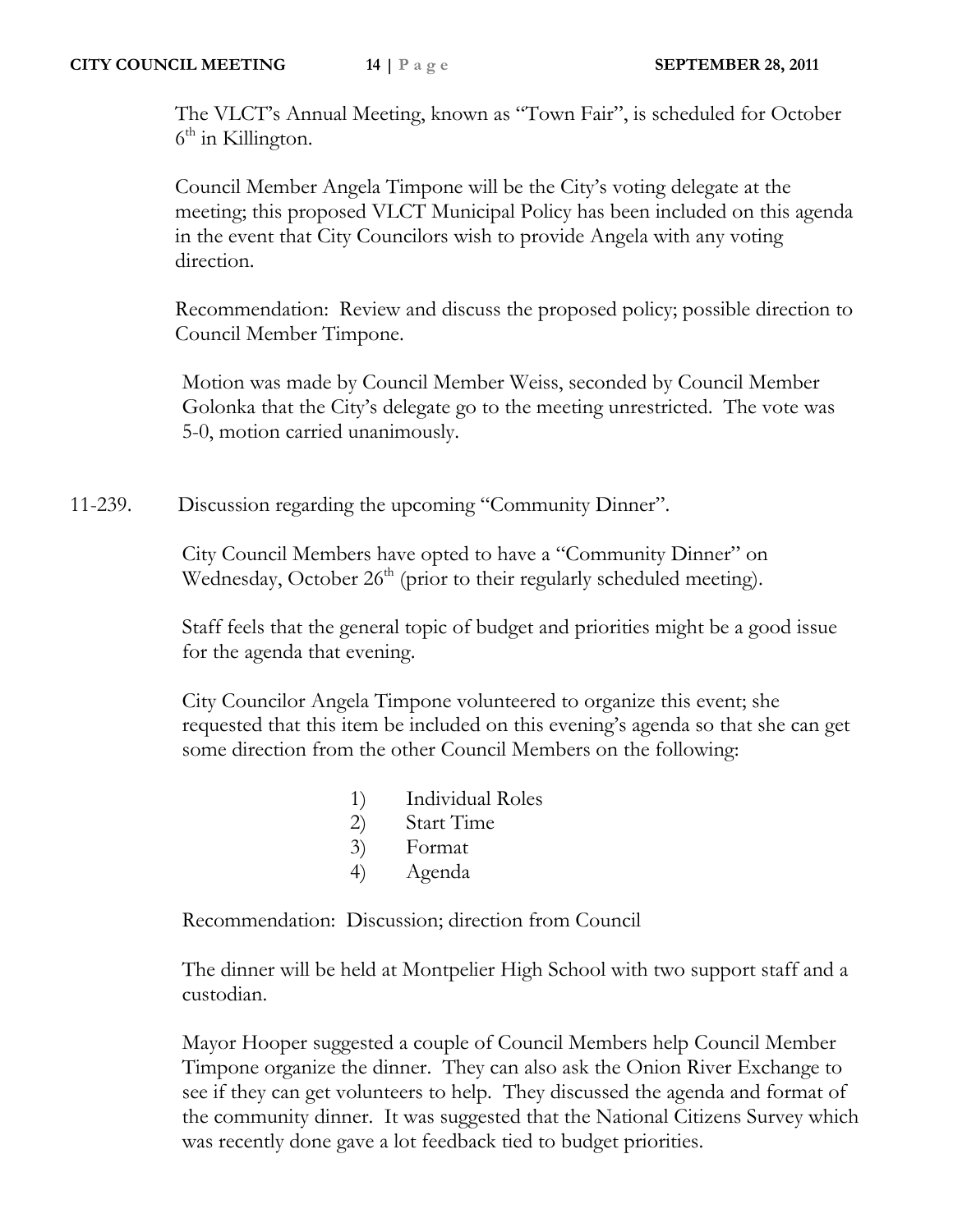The VLCT's Annual Meeting, known as "Town Fair", is scheduled for October 6th in Killington.

Council Member Angela Timpone will be the City's voting delegate at the meeting; this proposed VLCT Municipal Policy has been included on this agenda in the event that City Councilors wish to provide Angela with any voting direction.

Recommendation: Review and discuss the proposed policy; possible direction to Council Member Timpone.

Motion was made by Council Member Weiss, seconded by Council Member Golonka that the City's delegate go to the meeting unrestricted. The vote was 5-0, motion carried unanimously.

11-239. Discussion regarding the upcoming "Community Dinner".

City Council Members have opted to have a "Community Dinner" on Wednesday, October 26th (prior to their regularly scheduled meeting).

Staff feels that the general topic of budget and priorities might be a good issue for the agenda that evening.

City Councilor Angela Timpone volunteered to organize this event; she requested that this item be included on this evening's agenda so that she can get some direction from the other Council Members on the following:

1) Individual Roles
2) Start Time
3) Format
4) Agenda

Recommendation: Discussion; direction from Council

The dinner will be held at Montpelier High School with two support staff and a custodian.

Mayor Hooper suggested a couple of Council Members help Council Member Timpone organize the dinner. They can also ask the Onion River Exchange to see if they can get volunteers to help. They discussed the agenda and format of the community dinner. It was suggested that the National Citizens Survey which was recently done gave a lot feedback tied to budget priorities.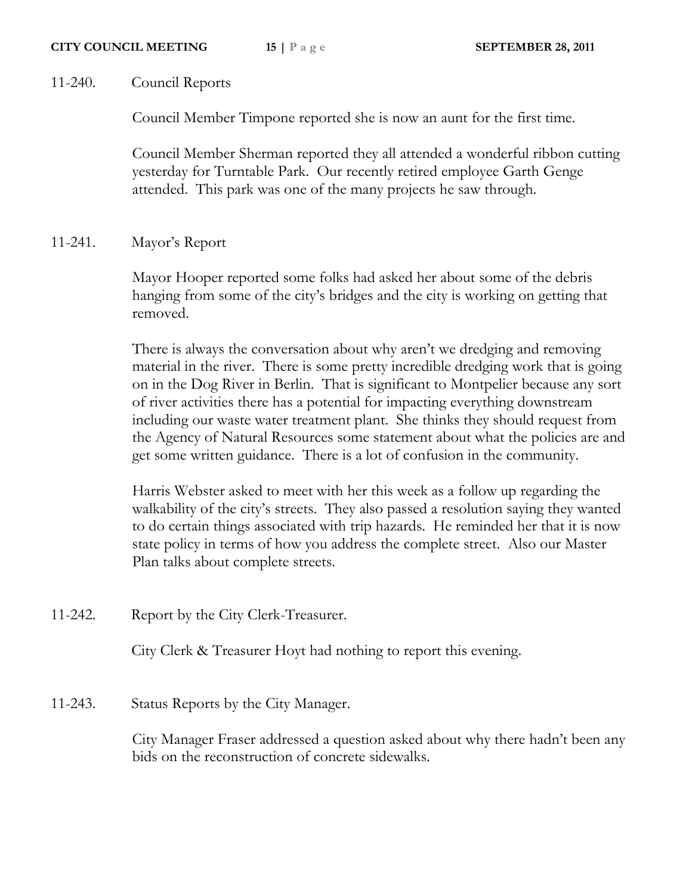11-240. Council Reports

Council Member Timpone reported she is now an aunt for the first time.

Council Member Sherman reported they all attended a wonderful ribbon cutting yesterday for Turntable Park. Our recently retired employee Garth Genge attended. This park was one of the many projects he saw through.

11-241. Mayor's Report

Mayor Hooper reported some folks had asked her about some of the debris hanging from some of the city's bridges and the city is working on getting that removed.

There is always the conversation about why aren't we dredging and removing material in the river. There is some pretty incredible dredging work that is going on in the Dog River in Berlin. That is significant to Montpelier because any sort of river activities there has a potential for impacting everything downstream including our waste water treatment plant. She thinks they should request from the Agency of Natural Resources some statement about what the policies are and get some written guidance. There is a lot of confusion in the community.

Harris Webster asked to meet with her this week as a follow up regarding the walkability of the city's streets. They also passed a resolution saying they wanted to do certain things associated with trip hazards. He reminded her that it is now state policy in terms of how you address the complete street. Also our Master Plan talks about complete streets.

11-242. Report by the City Clerk-Treasurer.

City Clerk & Treasurer Hoyt had nothing to report this evening.

11-243. Status Reports by the City Manager.

City Manager Fraser addressed a question asked about why there hadn't been any bids on the reconstruction of concrete sidewalks.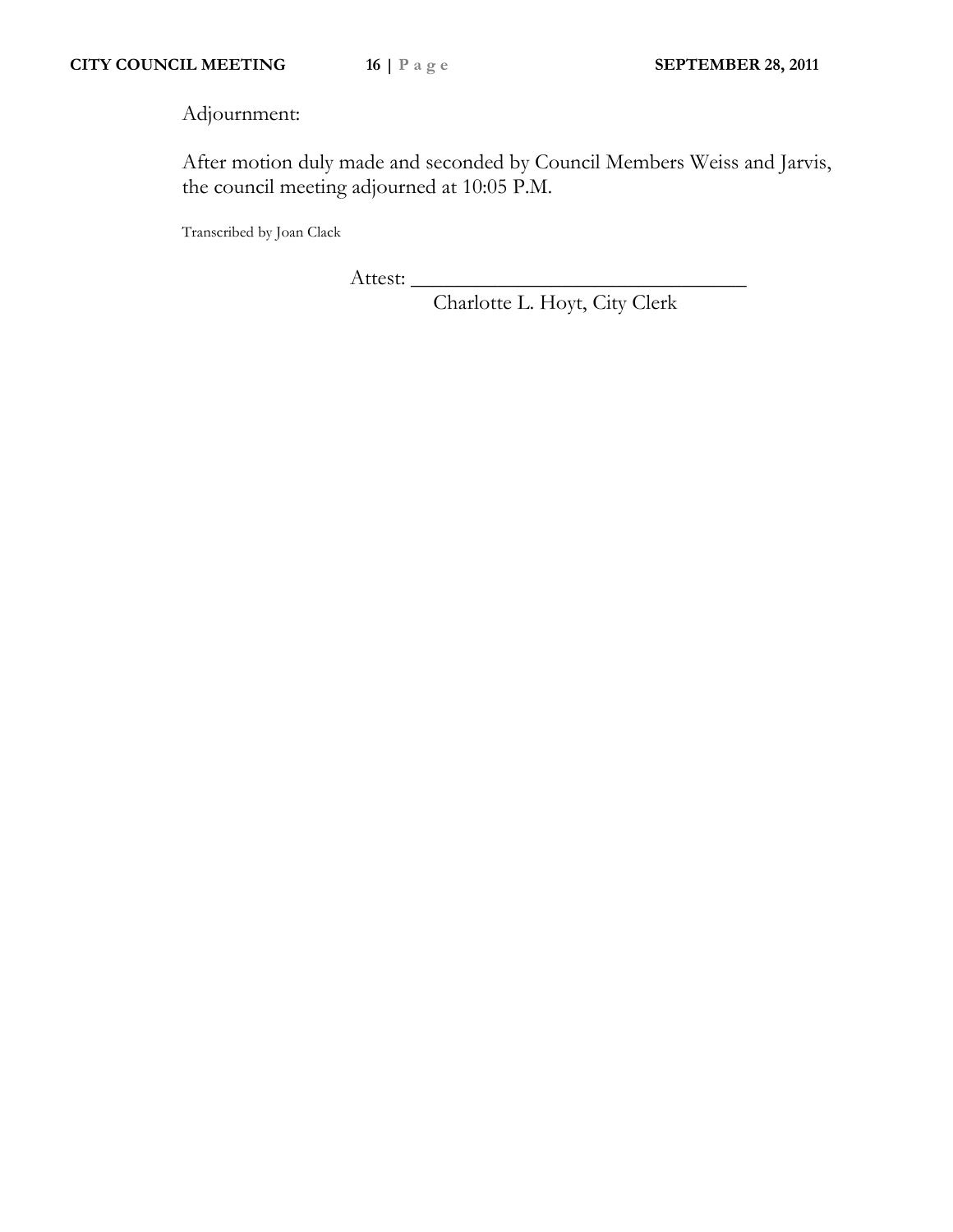Adjournment:

After motion duly made and seconded by Council Members Weiss and Jarvis, the council meeting adjourned at 10:05 P.M.

Transcribed by Joan Clack

Attest: ________________________________
Charlotte L. Hoyt, City Clerk